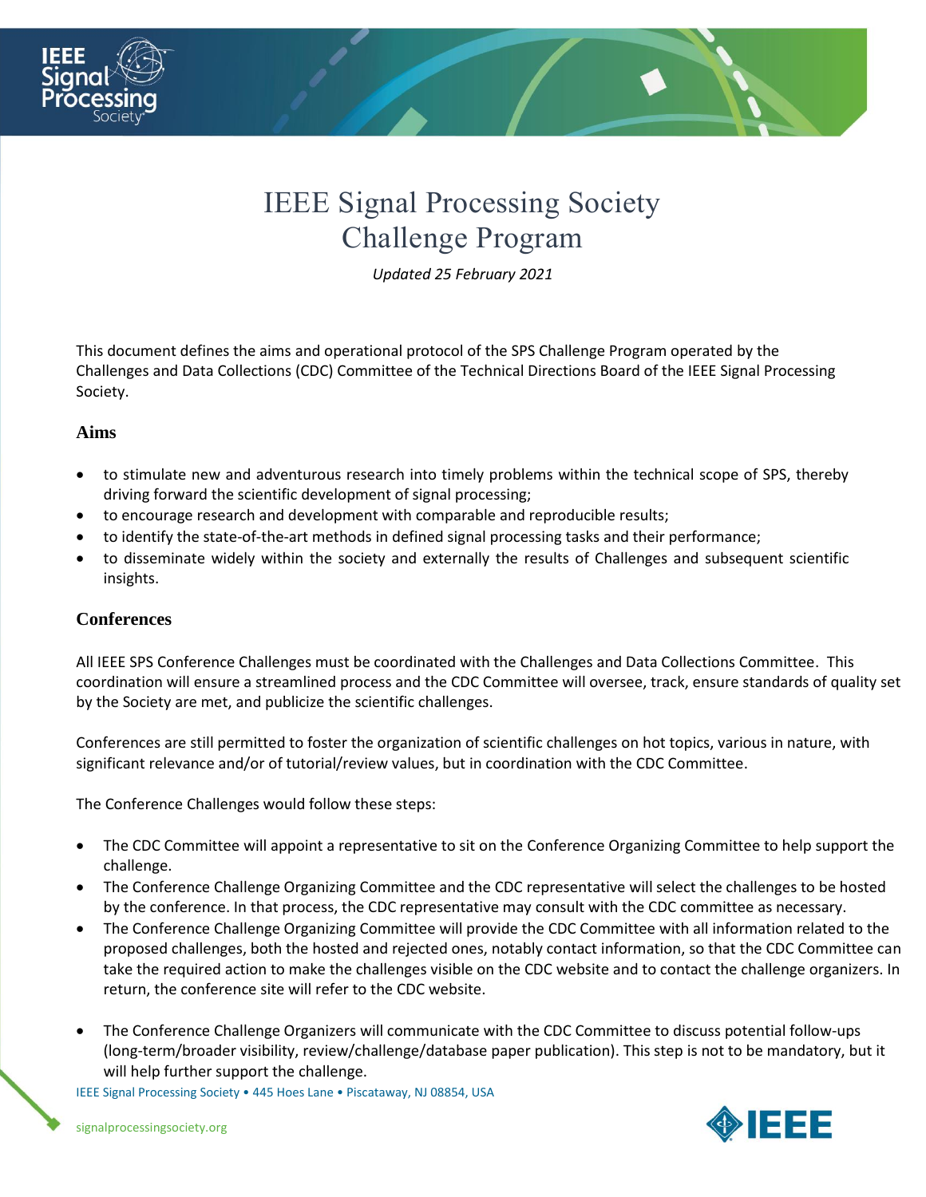# IEEE Signal Processing Society Challenge Program

*Updated 25 February 2021*

This document defines the aims and operational protocol of the SPS Challenge Program operated by the Challenges and Data Collections (CDC) Committee of the Technical Directions Board of the IEEE Signal Processing Society.

## Aims

- to stimulate new and adventurous research into timely problems within the technical scope of SPS, thereby driving forward the scientific development of signal processing;
- to encourage research and development with comparable and reproducible results;
- to identify the state-of-the-art methods in defined signal processing tasks and their performance;
- to disseminate widely within the society and externally the results of Challenges and subsequent scientific insights.

## Conferences

All IEEE SPS Conference Challenges must be coordinated with the Challenges and Data Collections Committee. This coordination will ensure a streamlined process and the CDC Committee will oversee, track, ensure standards of quality set by the Society are met, and publicize the scientific challenges.

Conferences are still permitted to foster the organization of scientific challenges on hot topics, various in nature, with significant relevance and/or of tutorial/review values, but in coordination with the CDC Committee.

The Conference Challenges would follow these steps:

- The CDC Committee will appoint a representative to sit on the Conference Organizing Committee to help support the challenge.
- The Conference Challenge Organizing Committee and the CDC representative will select the challenges to be hosted by the conference. In that process, the CDC representative may consult with the CDC committee as necessary.
- The Conference Challenge Organizing Committee will provide the CDC Committee with all information related to the proposed challenges, both the hosted and rejected ones, notably contact information, so that the CDC Committee can take the required action to make the challenges visible on the CDC website and to contact the challenge organizers. In return, the conference site will refer to the CDC website.
- The Conference Challenge Organizers will communicate with the CDC Committee to discuss potential follow-ups (long-term/broader visibility, review/challenge/database paper publication). This step is not to be mandatory, but it will help further support the challenge.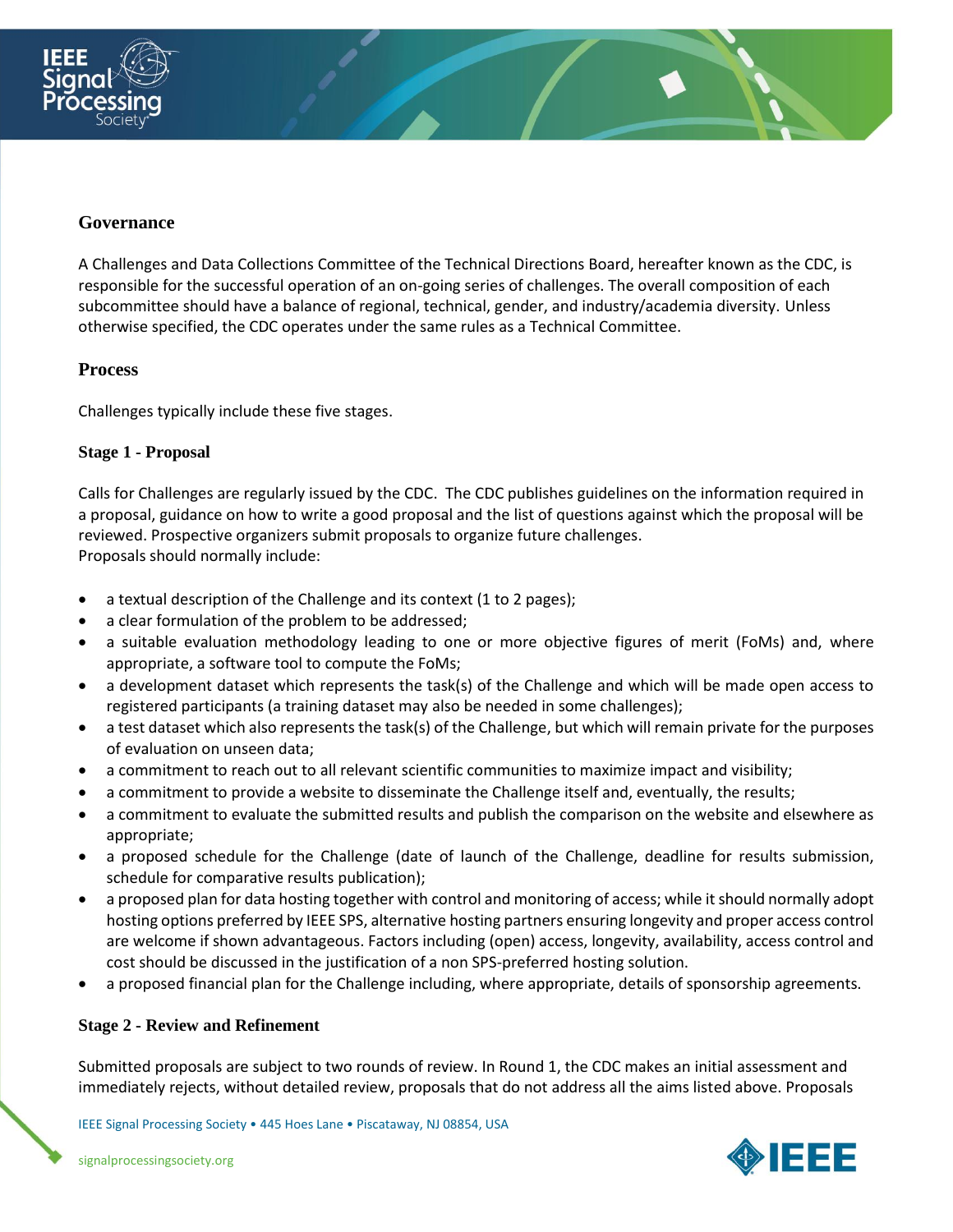## Governance

A Challenges and Data Collections Committee of the Technical Directions Board, hereafter known as the CDC, is responsible for the successful operation of an on-going series of challenges. The overall composition of each subcommittee should have a balance of regional, technical, gender, and industry/academia diversity. Unless otherwise specified, the CDC operates under the same rules as a Technical Committee.

## Process

Challenges typically include these five stages.

### Stage 1 - Proposal

Calls for Challenges are regularly issued by the CDC. The CDC publishes guidelines on the information required in a proposal, guidance on how to write a good proposal and the list of questions against which the proposal will be reviewed. Prospective organizers submit proposals to organize future challenges.
Proposals should normally include:

- a textual description of the Challenge and its context (1 to 2 pages);
- a clear formulation of the problem to be addressed;
- a suitable evaluation methodology leading to one or more objective figures of merit (FoMs) and, where appropriate, a software tool to compute the FoMs;
- a development dataset which represents the task(s) of the Challenge and which will be made open access to registered participants (a training dataset may also be needed in some challenges);
- a test dataset which also represents the task(s) of the Challenge, but which will remain private for the purposes of evaluation on unseen data;
- a commitment to reach out to all relevant scientific communities to maximize impact and visibility;
- a commitment to provide a website to disseminate the Challenge itself and, eventually, the results;
- a commitment to evaluate the submitted results and publish the comparison on the website and elsewhere as appropriate;
- a proposed schedule for the Challenge (date of launch of the Challenge, deadline for results submission, schedule for comparative results publication);
- a proposed plan for data hosting together with control and monitoring of access; while it should normally adopt hosting options preferred by IEEE SPS, alternative hosting partners ensuring longevity and proper access control are welcome if shown advantageous. Factors including (open) access, longevity, availability, access control and cost should be discussed in the justification of a non SPS-preferred hosting solution.
- a proposed financial plan for the Challenge including, where appropriate, details of sponsorship agreements.

### Stage 2 - Review and Refinement

Submitted proposals are subject to two rounds of review. In Round 1, the CDC makes an initial assessment and immediately rejects, without detailed review, proposals that do not address all the aims listed above. Proposals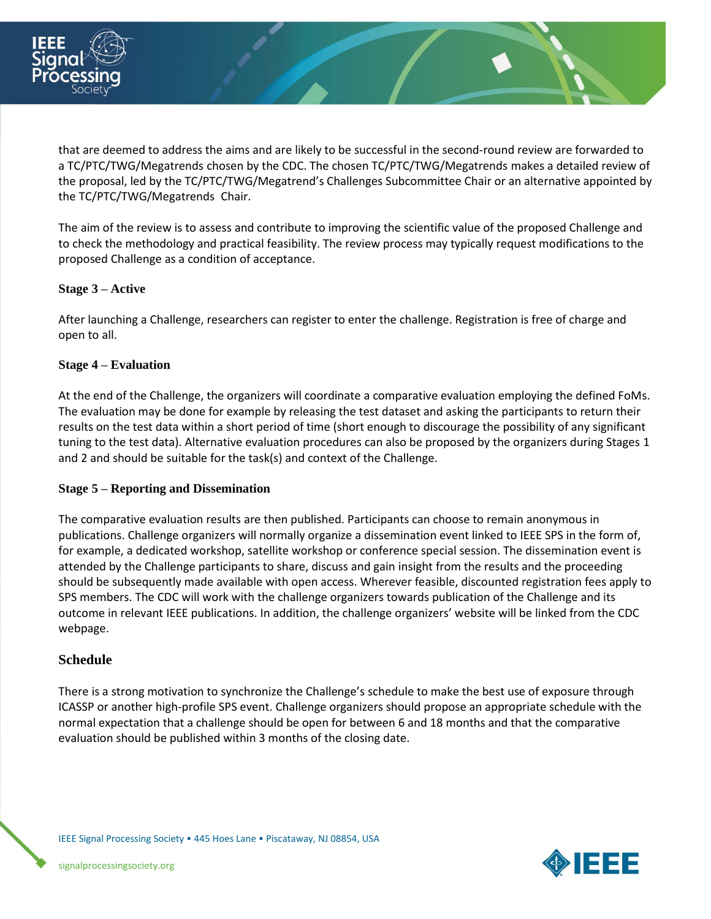that are deemed to address the aims and are likely to be successful in the second-round review are forwarded to a TC/PTC/TWG/Megatrends chosen by the CDC. The chosen TC/PTC/TWG/Megatrends makes a detailed review of the proposal, led by the TC/PTC/TWG/Megatrend's Challenges Subcommittee Chair or an alternative appointed by the TC/PTC/TWG/Megatrends Chair.

The aim of the review is to assess and contribute to improving the scientific value of the proposed Challenge and to check the methodology and practical feasibility. The review process may typically request modifications to the proposed Challenge as a condition of acceptance.

**Stage 3 – Active**

After launching a Challenge, researchers can register to enter the challenge. Registration is free of charge and open to all.

**Stage 4 – Evaluation**

At the end of the Challenge, the organizers will coordinate a comparative evaluation employing the defined FoMs. The evaluation may be done for example by releasing the test dataset and asking the participants to return their results on the test data within a short period of time (short enough to discourage the possibility of any significant tuning to the test data). Alternative evaluation procedures can also be proposed by the organizers during Stages 1 and 2 and should be suitable for the task(s) and context of the Challenge.

**Stage 5 – Reporting and Dissemination**

The comparative evaluation results are then published. Participants can choose to remain anonymous in publications. Challenge organizers will normally organize a dissemination event linked to IEEE SPS in the form of, for example, a dedicated workshop, satellite workshop or conference special session. The dissemination event is attended by the Challenge participants to share, discuss and gain insight from the results and the proceeding should be subsequently made available with open access. Wherever feasible, discounted registration fees apply to SPS members. The CDC will work with the challenge organizers towards publication of the Challenge and its outcome in relevant IEEE publications. In addition, the challenge organizers' website will be linked from the CDC webpage.

## Schedule

There is a strong motivation to synchronize the Challenge's schedule to make the best use of exposure through ICASSP or another high-profile SPS event. Challenge organizers should propose an appropriate schedule with the normal expectation that a challenge should be open for between 6 and 18 months and that the comparative evaluation should be published within 3 months of the closing date.